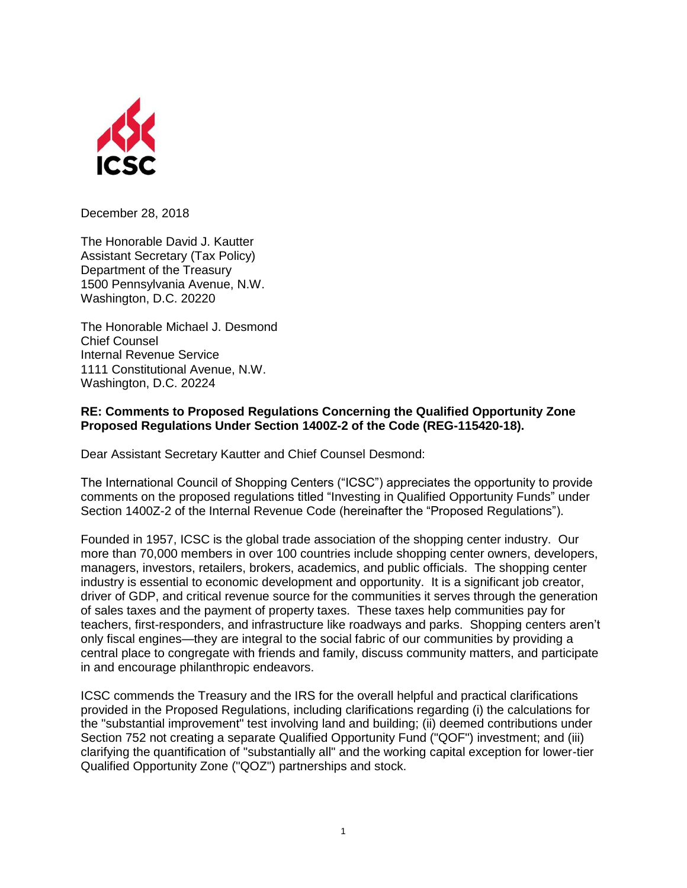ICSC

December 28, 2018

The Honorable David J. Kautter
Assistant Secretary (Tax Policy)
Department of the Treasury
1500 Pennsylvania Avenue, N.W.
Washington, D.C. 20220

The Honorable Michael J. Desmond
Chief Counsel
Internal Revenue Service
1111 Constitutional Avenue, N.W.
Washington, D.C. 20224

**RE: Comments to Proposed Regulations Concerning the Qualified Opportunity Zone Proposed Regulations Under Section 1400Z-2 of the Code (REG-115420-18).**

Dear Assistant Secretary Kautter and Chief Counsel Desmond:

The International Council of Shopping Centers ("ICSC") appreciates the opportunity to provide comments on the proposed regulations titled "Investing in Qualified Opportunity Funds" under Section 1400Z-2 of the Internal Revenue Code (hereinafter the "Proposed Regulations").

Founded in 1957, ICSC is the global trade association of the shopping center industry. Our more than 70,000 members in over 100 countries include shopping center owners, developers, managers, investors, retailers, brokers, academics, and public officials. The shopping center industry is essential to economic development and opportunity. It is a significant job creator, driver of GDP, and critical revenue source for the communities it serves through the generation of sales taxes and the payment of property taxes. These taxes help communities pay for teachers, first-responders, and infrastructure like roadways and parks. Shopping centers aren't only fiscal engines—they are integral to the social fabric of our communities by providing a central place to congregate with friends and family, discuss community matters, and participate in and encourage philanthropic endeavors.

ICSC commends the Treasury and the IRS for the overall helpful and practical clarifications provided in the Proposed Regulations, including clarifications regarding (i) the calculations for the "substantial improvement" test involving land and building; (ii) deemed contributions under Section 752 not creating a separate Qualified Opportunity Fund ("QOF") investment; and (iii) clarifying the quantification of "substantially all" and the working capital exception for lower-tier Qualified Opportunity Zone ("QOZ") partnerships and stock.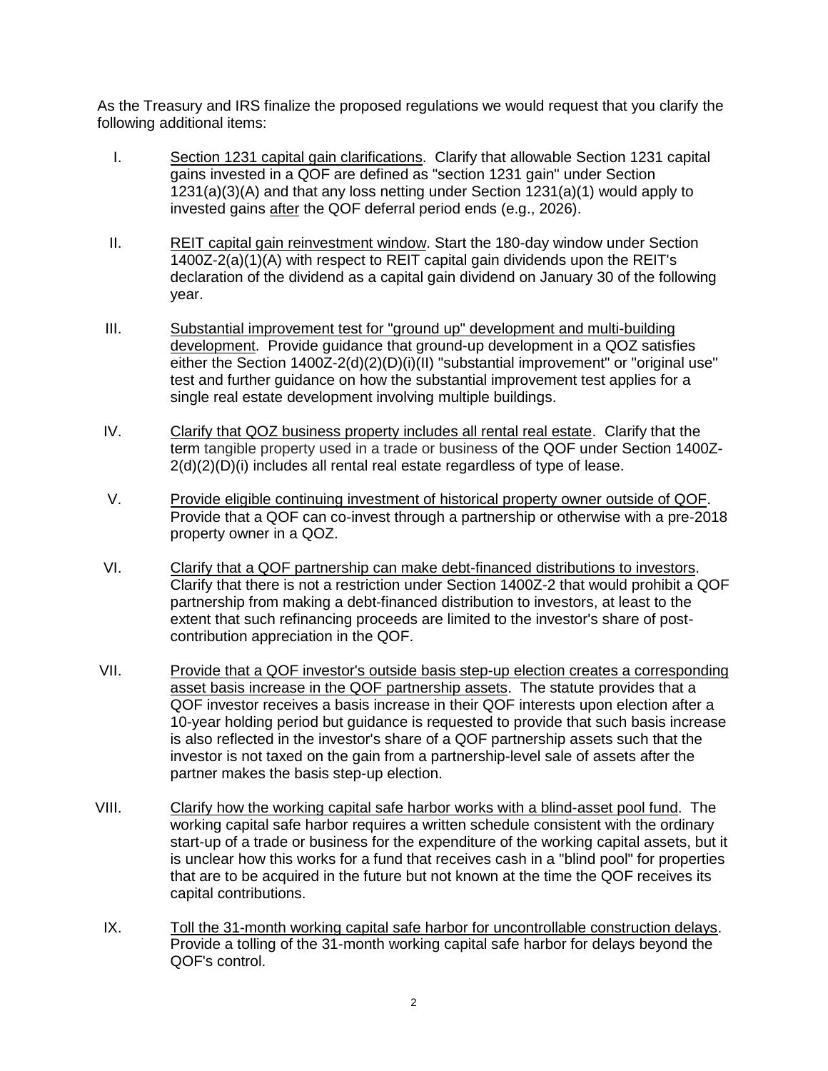As the Treasury and IRS finalize the proposed regulations we would request that you clarify the following additional items:

I. Section 1231 capital gain clarifications. Clarify that allowable Section 1231 capital gains invested in a QOF are defined as "section 1231 gain" under Section 1231(a)(3)(A) and that any loss netting under Section 1231(a)(1) would apply to invested gains after the QOF deferral period ends (e.g., 2026).

II. REIT capital gain reinvestment window. Start the 180-day window under Section 1400Z-2(a)(1)(A) with respect to REIT capital gain dividends upon the REIT's declaration of the dividend as a capital gain dividend on January 30 of the following year.

III. Substantial improvement test for "ground up" development and multi-building development. Provide guidance that ground-up development in a QOZ satisfies either the Section 1400Z-2(d)(2)(D)(i)(II) "substantial improvement" or "original use" test and further guidance on how the substantial improvement test applies for a single real estate development involving multiple buildings.

IV. Clarify that QOZ business property includes all rental real estate. Clarify that the term tangible property used in a trade or business of the QOF under Section 1400Z-2(d)(2)(D)(i) includes all rental real estate regardless of type of lease.

V. Provide eligible continuing investment of historical property owner outside of QOF. Provide that a QOF can co-invest through a partnership or otherwise with a pre-2018 property owner in a QOZ.

VI. Clarify that a QOF partnership can make debt-financed distributions to investors. Clarify that there is not a restriction under Section 1400Z-2 that would prohibit a QOF partnership from making a debt-financed distribution to investors, at least to the extent that such refinancing proceeds are limited to the investor's share of post-contribution appreciation in the QOF.

VII. Provide that a QOF investor's outside basis step-up election creates a corresponding asset basis increase in the QOF partnership assets. The statute provides that a QOF investor receives a basis increase in their QOF interests upon election after a 10-year holding period but guidance is requested to provide that such basis increase is also reflected in the investor's share of a QOF partnership assets such that the investor is not taxed on the gain from a partnership-level sale of assets after the partner makes the basis step-up election.

VIII. Clarify how the working capital safe harbor works with a blind-asset pool fund. The working capital safe harbor requires a written schedule consistent with the ordinary start-up of a trade or business for the expenditure of the working capital assets, but it is unclear how this works for a fund that receives cash in a "blind pool" for properties that are to be acquired in the future but not known at the time the QOF receives its capital contributions.

IX. Toll the 31-month working capital safe harbor for uncontrollable construction delays. Provide a tolling of the 31-month working capital safe harbor for delays beyond the QOF's control.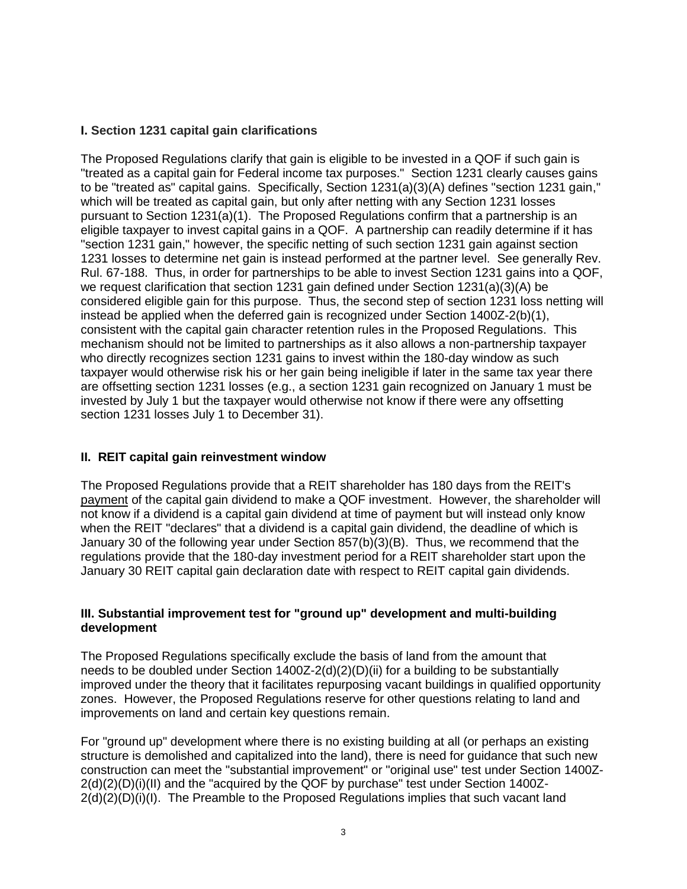### I. Section 1231 capital gain clarifications

The Proposed Regulations clarify that gain is eligible to be invested in a QOF if such gain is "treated as a capital gain for Federal income tax purposes." Section 1231 clearly causes gains to be "treated as" capital gains. Specifically, Section 1231(a)(3)(A) defines "section 1231 gain," which will be treated as capital gain, but only after netting with any Section 1231 losses pursuant to Section 1231(a)(1). The Proposed Regulations confirm that a partnership is an eligible taxpayer to invest capital gains in a QOF. A partnership can readily determine if it has "section 1231 gain," however, the specific netting of such section 1231 gain against section 1231 losses to determine net gain is instead performed at the partner level. See generally Rev. Rul. 67-188. Thus, in order for partnerships to be able to invest Section 1231 gains into a QOF, we request clarification that section 1231 gain defined under Section 1231(a)(3)(A) be considered eligible gain for this purpose. Thus, the second step of section 1231 loss netting will instead be applied when the deferred gain is recognized under Section 1400Z-2(b)(1), consistent with the capital gain character retention rules in the Proposed Regulations. This mechanism should not be limited to partnerships as it also allows a non-partnership taxpayer who directly recognizes section 1231 gains to invest within the 180-day window as such taxpayer would otherwise risk his or her gain being ineligible if later in the same tax year there are offsetting section 1231 losses (e.g., a section 1231 gain recognized on January 1 must be invested by July 1 but the taxpayer would otherwise not know if there were any offsetting section 1231 losses July 1 to December 31).

### II. REIT capital gain reinvestment window

The Proposed Regulations provide that a REIT shareholder has 180 days from the REIT's <u>payment</u> of the capital gain dividend to make a QOF investment. However, the shareholder will not know if a dividend is a capital gain dividend at time of payment but will instead only know when the REIT "declares" that a dividend is a capital gain dividend, the deadline of which is January 30 of the following year under Section 857(b)(3)(B). Thus, we recommend that the regulations provide that the 180-day investment period for a REIT shareholder start upon the January 30 REIT capital gain declaration date with respect to REIT capital gain dividends.

### III. Substantial improvement test for "ground up" development and multi-building development

The Proposed Regulations specifically exclude the basis of land from the amount that needs to be doubled under Section 1400Z-2(d)(2)(D)(ii) for a building to be substantially improved under the theory that it facilitates repurposing vacant buildings in qualified opportunity zones. However, the Proposed Regulations reserve for other questions relating to land and improvements on land and certain key questions remain.

For "ground up" development where there is no existing building at all (or perhaps an existing structure is demolished and capitalized into the land), there is need for guidance that such new construction can meet the "substantial improvement" or "original use" test under Section 1400Z-2(d)(2)(D)(i)(II) and the "acquired by the QOF by purchase" test under Section 1400Z-2(d)(2)(D)(i)(I). The Preamble to the Proposed Regulations implies that such vacant land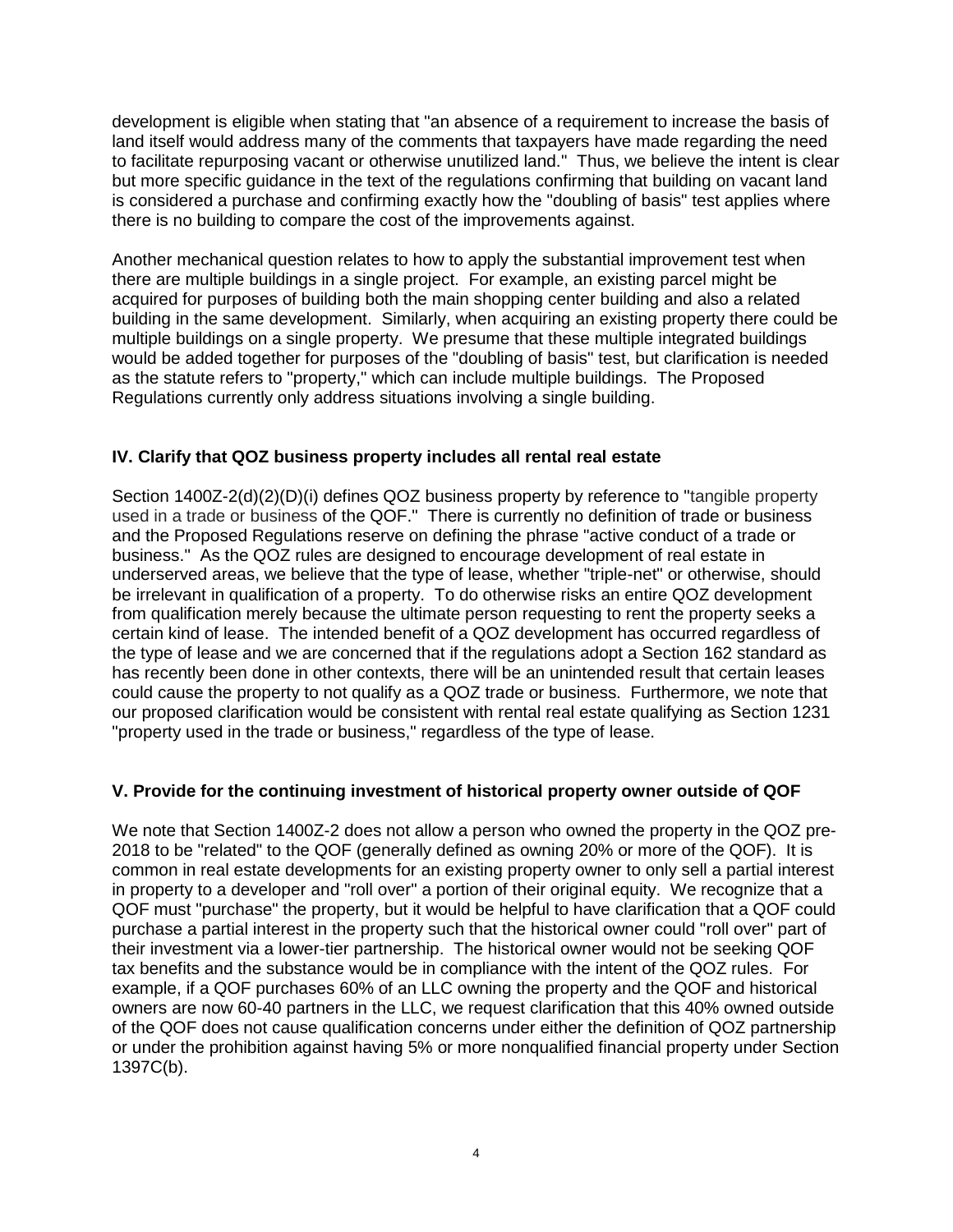development is eligible when stating that "an absence of a requirement to increase the basis of land itself would address many of the comments that taxpayers have made regarding the need to facilitate repurposing vacant or otherwise unutilized land." Thus, we believe the intent is clear but more specific guidance in the text of the regulations confirming that building on vacant land is considered a purchase and confirming exactly how the "doubling of basis" test applies where there is no building to compare the cost of the improvements against.

Another mechanical question relates to how to apply the substantial improvement test when there are multiple buildings in a single project. For example, an existing parcel might be acquired for purposes of building both the main shopping center building and also a related building in the same development. Similarly, when acquiring an existing property there could be multiple buildings on a single property. We presume that these multiple integrated buildings would be added together for purposes of the "doubling of basis" test, but clarification is needed as the statute refers to "property," which can include multiple buildings. The Proposed Regulations currently only address situations involving a single building.

### IV. Clarify that QOZ business property includes all rental real estate

Section 1400Z-2(d)(2)(D)(i) defines QOZ business property by reference to "tangible property used in a trade or business of the QOF." There is currently no definition of trade or business and the Proposed Regulations reserve on defining the phrase "active conduct of a trade or business." As the QOZ rules are designed to encourage development of real estate in underserved areas, we believe that the type of lease, whether "triple-net" or otherwise, should be irrelevant in qualification of a property. To do otherwise risks an entire QOZ development from qualification merely because the ultimate person requesting to rent the property seeks a certain kind of lease. The intended benefit of a QOZ development has occurred regardless of the type of lease and we are concerned that if the regulations adopt a Section 162 standard as has recently been done in other contexts, there will be an unintended result that certain leases could cause the property to not qualify as a QOZ trade or business. Furthermore, we note that our proposed clarification would be consistent with rental real estate qualifying as Section 1231 "property used in the trade or business," regardless of the type of lease.

### V. Provide for the continuing investment of historical property owner outside of QOF

We note that Section 1400Z-2 does not allow a person who owned the property in the QOZ pre-2018 to be "related" to the QOF (generally defined as owning 20% or more of the QOF). It is common in real estate developments for an existing property owner to only sell a partial interest in property to a developer and "roll over" a portion of their original equity. We recognize that a QOF must "purchase" the property, but it would be helpful to have clarification that a QOF could purchase a partial interest in the property such that the historical owner could "roll over" part of their investment via a lower-tier partnership. The historical owner would not be seeking QOF tax benefits and the substance would be in compliance with the intent of the QOZ rules. For example, if a QOF purchases 60% of an LLC owning the property and the QOF and historical owners are now 60-40 partners in the LLC, we request clarification that this 40% owned outside of the QOF does not cause qualification concerns under either the definition of QOZ partnership or under the prohibition against having 5% or more nonqualified financial property under Section 1397C(b).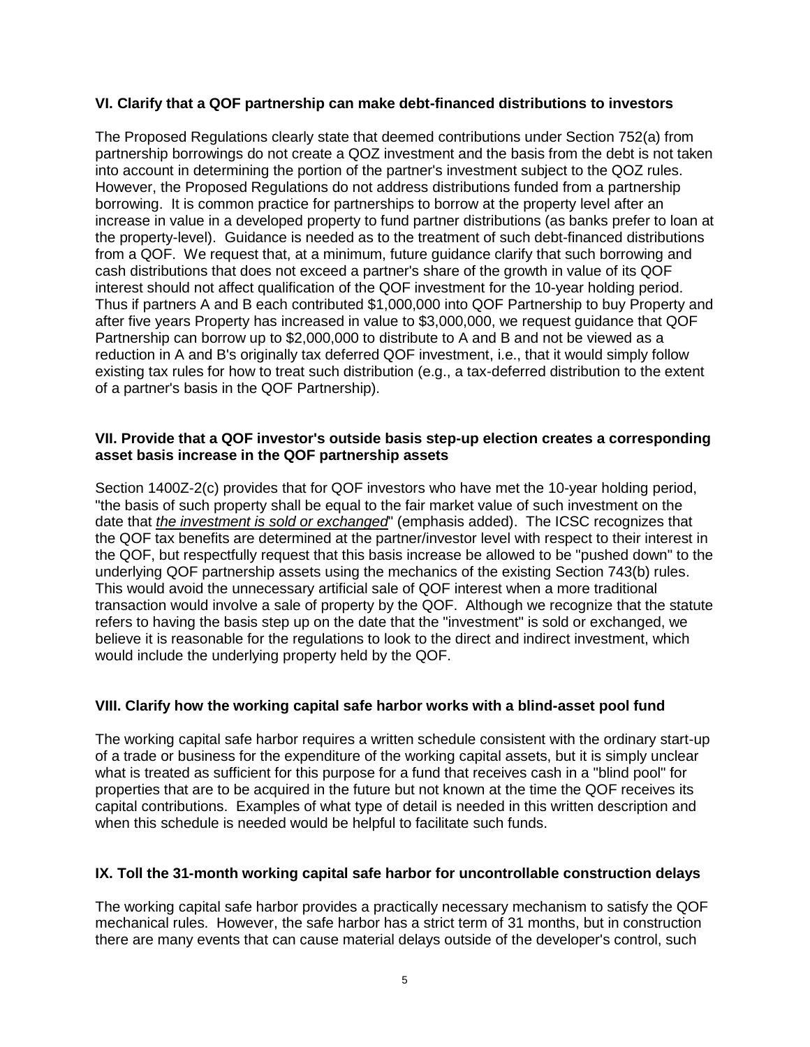### VI. Clarify that a QOF partnership can make debt-financed distributions to investors

The Proposed Regulations clearly state that deemed contributions under Section 752(a) from partnership borrowings do not create a QOZ investment and the basis from the debt is not taken into account in determining the portion of the partner's investment subject to the QOZ rules. However, the Proposed Regulations do not address distributions funded from a partnership borrowing. It is common practice for partnerships to borrow at the property level after an increase in value in a developed property to fund partner distributions (as banks prefer to loan at the property-level). Guidance is needed as to the treatment of such debt-financed distributions from a QOF. We request that, at a minimum, future guidance clarify that such borrowing and cash distributions that does not exceed a partner's share of the growth in value of its QOF interest should not affect qualification of the QOF investment for the 10-year holding period. Thus if partners A and B each contributed $1,000,000 into QOF Partnership to buy Property and after five years Property has increased in value to $3,000,000, we request guidance that QOF Partnership can borrow up to $2,000,000 to distribute to A and B and not be viewed as a reduction in A and B's originally tax deferred QOF investment, i.e., that it would simply follow existing tax rules for how to treat such distribution (e.g., a tax-deferred distribution to the extent of a partner's basis in the QOF Partnership).

### VII. Provide that a QOF investor's outside basis step-up election creates a corresponding asset basis increase in the QOF partnership assets

Section 1400Z-2(c) provides that for QOF investors who have met the 10-year holding period, "the basis of such property shall be equal to the fair market value of such investment on the date that *the investment is sold or exchanged*" (emphasis added). The ICSC recognizes that the QOF tax benefits are determined at the partner/investor level with respect to their interest in the QOF, but respectfully request that this basis increase be allowed to be "pushed down" to the underlying QOF partnership assets using the mechanics of the existing Section 743(b) rules. This would avoid the unnecessary artificial sale of QOF interest when a more traditional transaction would involve a sale of property by the QOF. Although we recognize that the statute refers to having the basis step up on the date that the "investment" is sold or exchanged, we believe it is reasonable for the regulations to look to the direct and indirect investment, which would include the underlying property held by the QOF.

### VIII. Clarify how the working capital safe harbor works with a blind-asset pool fund

The working capital safe harbor requires a written schedule consistent with the ordinary start-up of a trade or business for the expenditure of the working capital assets, but it is simply unclear what is treated as sufficient for this purpose for a fund that receives cash in a "blind pool" for properties that are to be acquired in the future but not known at the time the QOF receives its capital contributions. Examples of what type of detail is needed in this written description and when this schedule is needed would be helpful to facilitate such funds.

### IX. Toll the 31-month working capital safe harbor for uncontrollable construction delays

The working capital safe harbor provides a practically necessary mechanism to satisfy the QOF mechanical rules. However, the safe harbor has a strict term of 31 months, but in construction there are many events that can cause material delays outside of the developer's control, such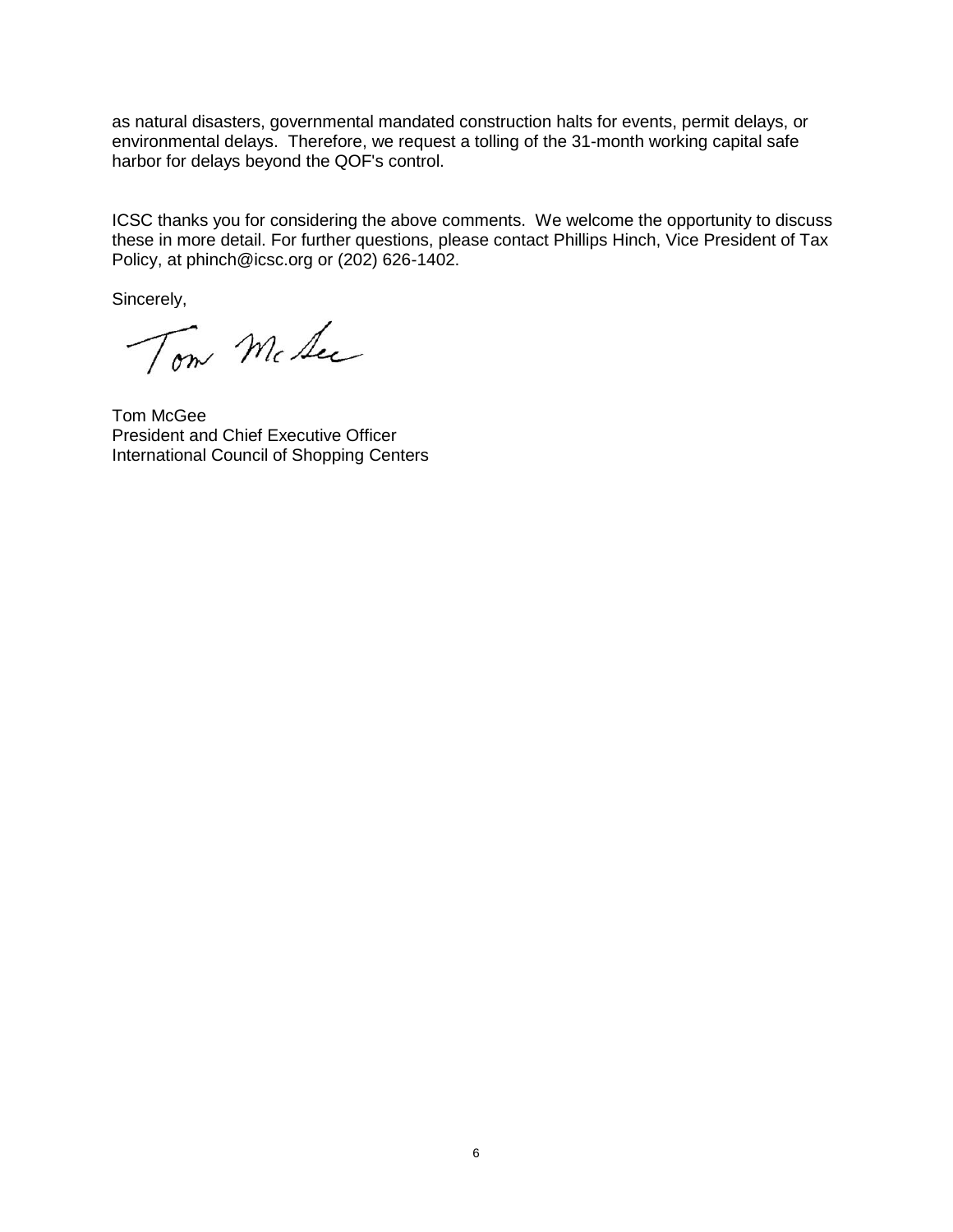as natural disasters, governmental mandated construction halts for events, permit delays, or environmental delays. Therefore, we request a tolling of the 31-month working capital safe harbor for delays beyond the QOF's control.

ICSC thanks you for considering the above comments. We welcome the opportunity to discuss these in more detail. For further questions, please contact Phillips Hinch, Vice President of Tax Policy, at phinch@icsc.org or (202) 626-1402.

Sincerely,

Tom McGee
President and Chief Executive Officer
International Council of Shopping Centers